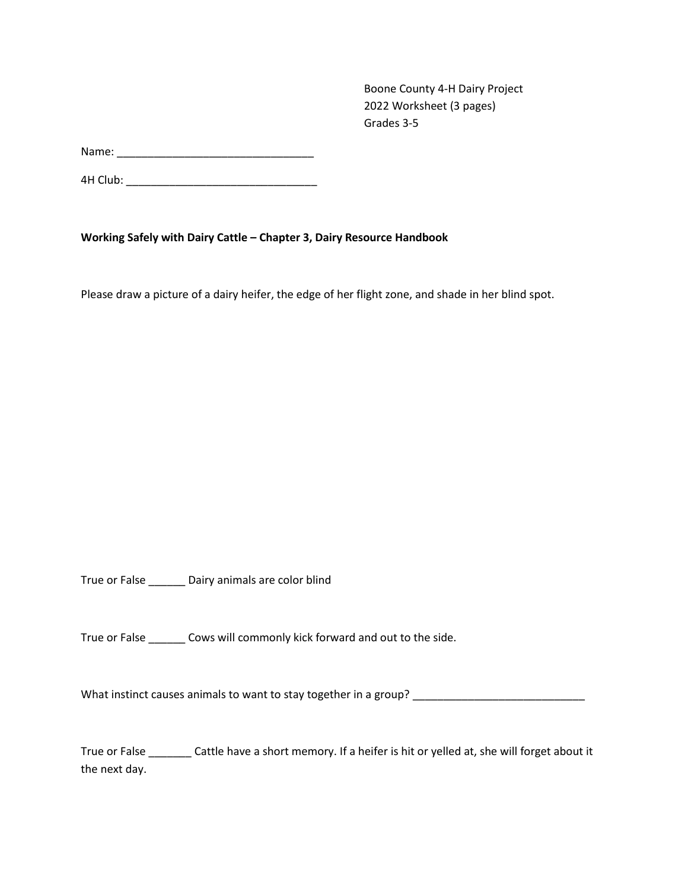Boone County 4-H Dairy Project
2022 Worksheet (3 pages)
Grades 3-5

Name: ________________________________

4H Club: _______________________________

**Working Safely with Dairy Cattle – Chapter 3, Dairy Resource Handbook**

Please draw a picture of a dairy heifer, the edge of her flight zone, and shade in her blind spot.

True or False ______ Dairy animals are color blind

True or False ______ Cows will commonly kick forward and out to the side.

What instinct causes animals to want to stay together in a group? ____________________________

True or False _______ Cattle have a short memory. If a heifer is hit or yelled at, she will forget about it the next day.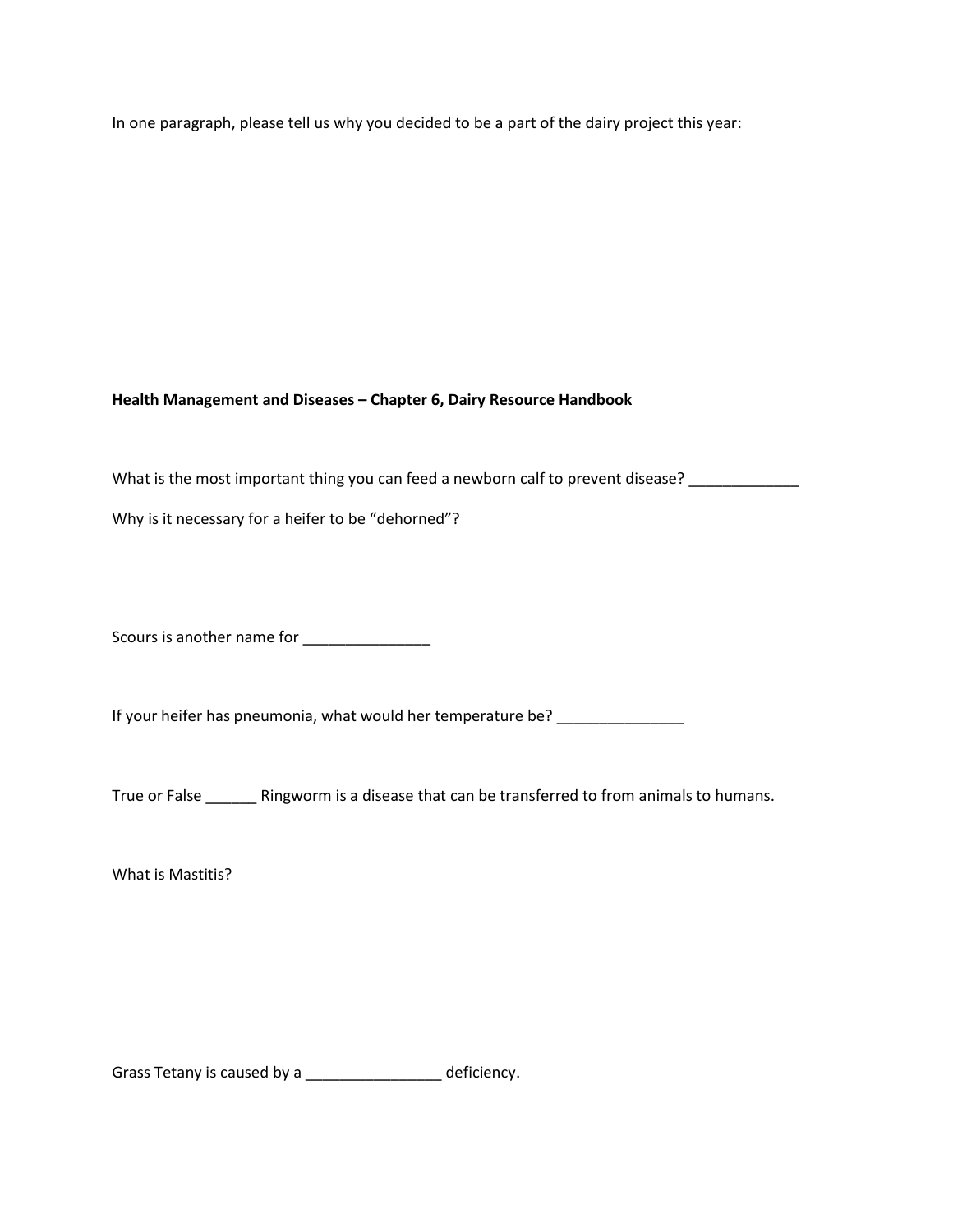In one paragraph, please tell us why you decided to be a part of the dairy project this year:

**Health Management and Diseases – Chapter 6, Dairy Resource Handbook**

What is the most important thing you can feed a newborn calf to prevent disease? _____________

Why is it necessary for a heifer to be "dehorned"?

Scours is another name for _______________

If your heifer has pneumonia, what would her temperature be? _______________

True or False ______ Ringworm is a disease that can be transferred to from animals to humans.

What is Mastitis?

Grass Tetany is caused by a ________________ deficiency.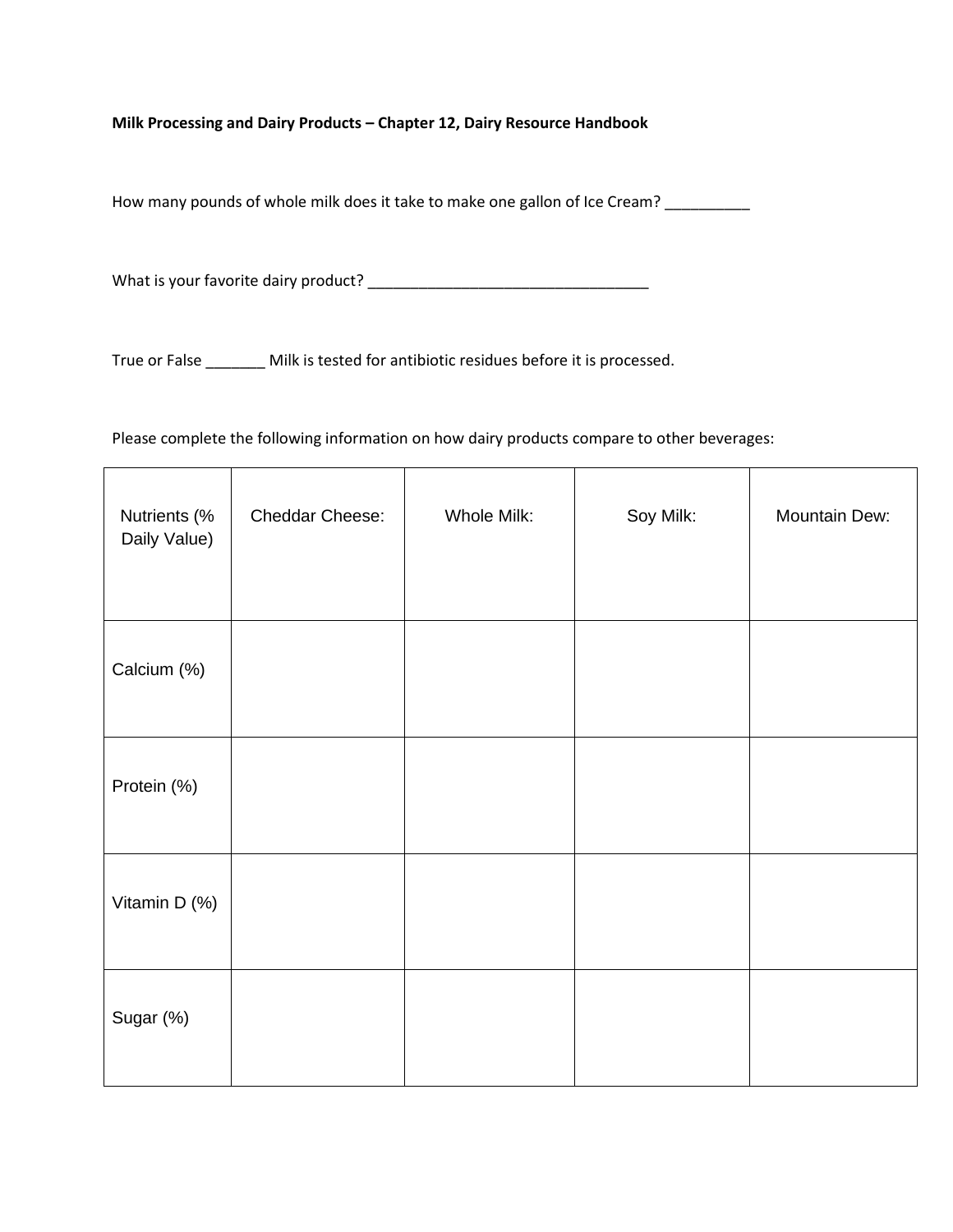**Milk Processing and Dairy Products – Chapter 12, Dairy Resource Handbook**

How many pounds of whole milk does it take to make one gallon of Ice Cream? __________

What is your favorite dairy product? __________________________________

True or False _______ Milk is tested for antibiotic residues before it is processed.

Please complete the following information on how dairy products compare to other beverages:

| Nutrients (% Daily Value) | Cheddar Cheese: | Whole Milk: | Soy Milk: | Mountain Dew: |
|---|---|---|---|---|
| Calcium (%) | | | | |
| Protein (%) | | | | |
| Vitamin D (%) | | | | |
| Sugar (%) | | | | |